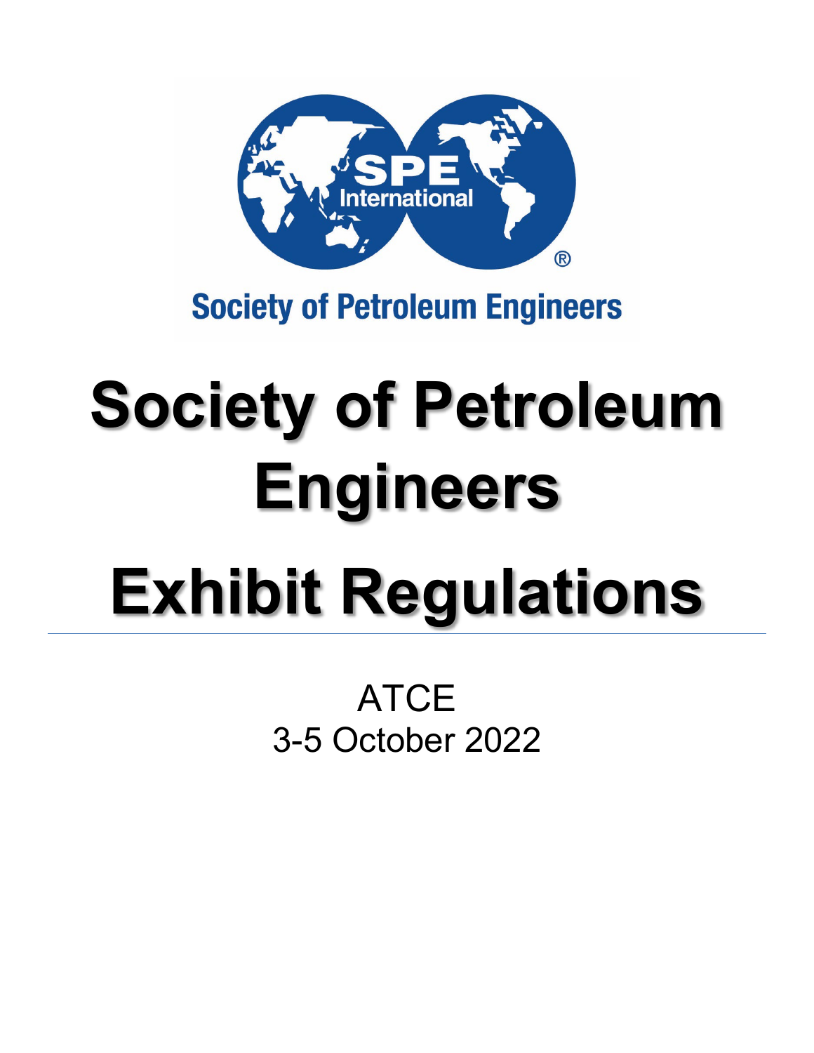SPE International

Society of Petroleum Engineers

# Society of Petroleum Engineers

# Exhibit Regulations

ATCE

3-5 October 2022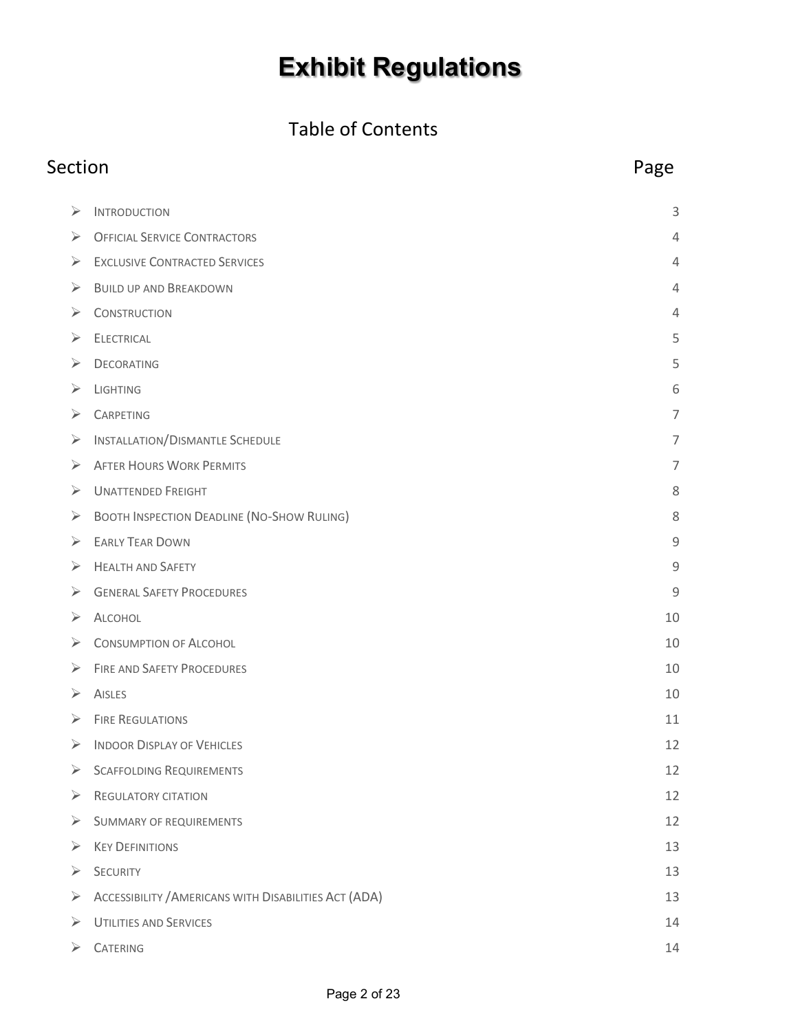# Exhibit Regulations

## Table of Contents

| Section | Page |
| --- | --- |
| Introduction | 3 |
| Official Service Contractors | 4 |
| Exclusive Contracted Services | 4 |
| Build up and Breakdown | 4 |
| Construction | 4 |
| Electrical | 5 |
| Decorating | 5 |
| Lighting | 6 |
| Carpeting | 7 |
| Installation/Dismantle Schedule | 7 |
| After Hours Work Permits | 7 |
| Unattended Freight | 8 |
| Booth Inspection Deadline (No-Show Ruling) | 8 |
| Early Tear Down | 9 |
| Health and Safety | 9 |
| General Safety Procedures | 9 |
| Alcohol | 10 |
| Consumption of Alcohol | 10 |
| Fire and Safety Procedures | 10 |
| Aisles | 10 |
| Fire Regulations | 11 |
| Indoor Display of Vehicles | 12 |
| Scaffolding Requirements | 12 |
| Regulatory citation | 12 |
| Summary of requirements | 12 |
| Key Definitions | 13 |
| Security | 13 |
| Accessibility /Americans with Disabilities Act (ADA) | 13 |
| Utilities and Services | 14 |
| Catering | 14 |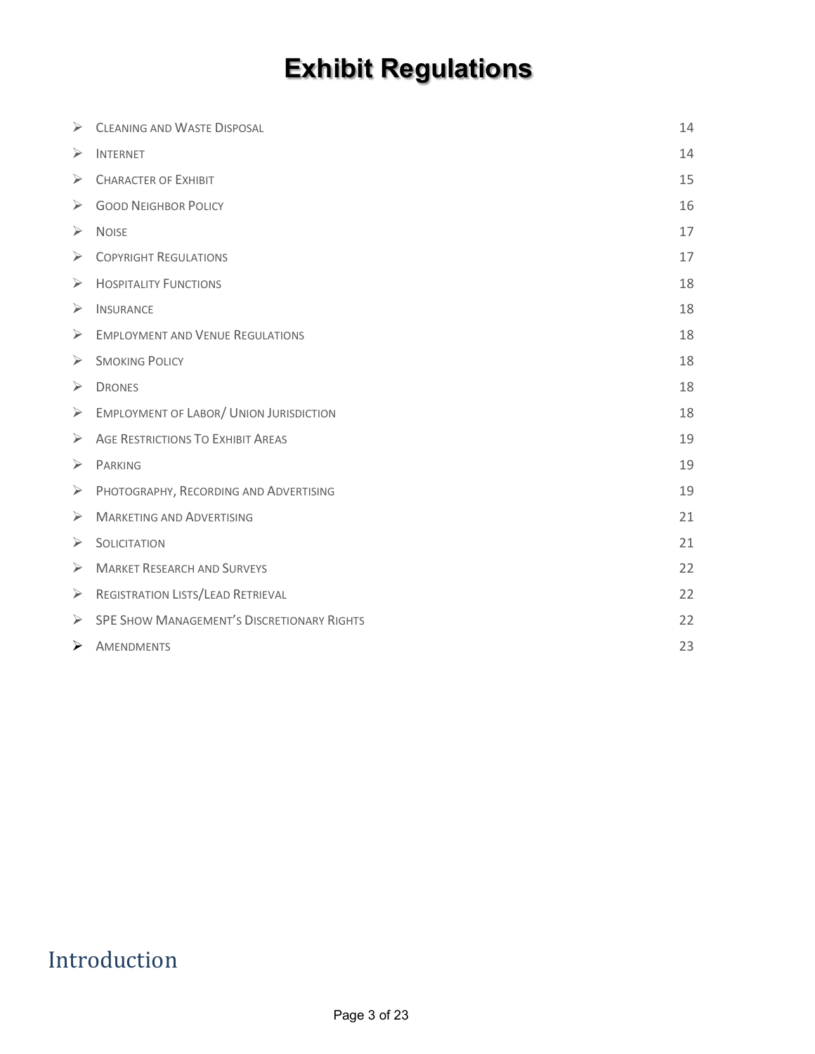# Exhibit Regulations

| | |
|---|---|
| ➢ Cleaning and Waste Disposal | 14 |
| ➢ Internet | 14 |
| ➢ Character of Exhibit | 15 |
| ➢ Good Neighbor Policy | 16 |
| ➢ Noise | 17 |
| ➢ Copyright Regulations | 17 |
| ➢ Hospitality Functions | 18 |
| ➢ Insurance | 18 |
| ➢ Employment and Venue Regulations | 18 |
| ➢ Smoking Policy | 18 |
| ➢ Drones | 18 |
| ➢ Employment of Labor/ Union Jurisdiction | 18 |
| ➢ Age Restrictions To Exhibit Areas | 19 |
| ➢ Parking | 19 |
| ➢ Photography, Recording and Advertising | 19 |
| ➢ Marketing and Advertising | 21 |
| ➢ Solicitation | 21 |
| ➢ Market Research and Surveys | 22 |
| ➢ Registration Lists/Lead Retrieval | 22 |
| ➢ SPE Show Management's Discretionary Rights | 22 |
| ➢ Amendments | 23 |

## Introduction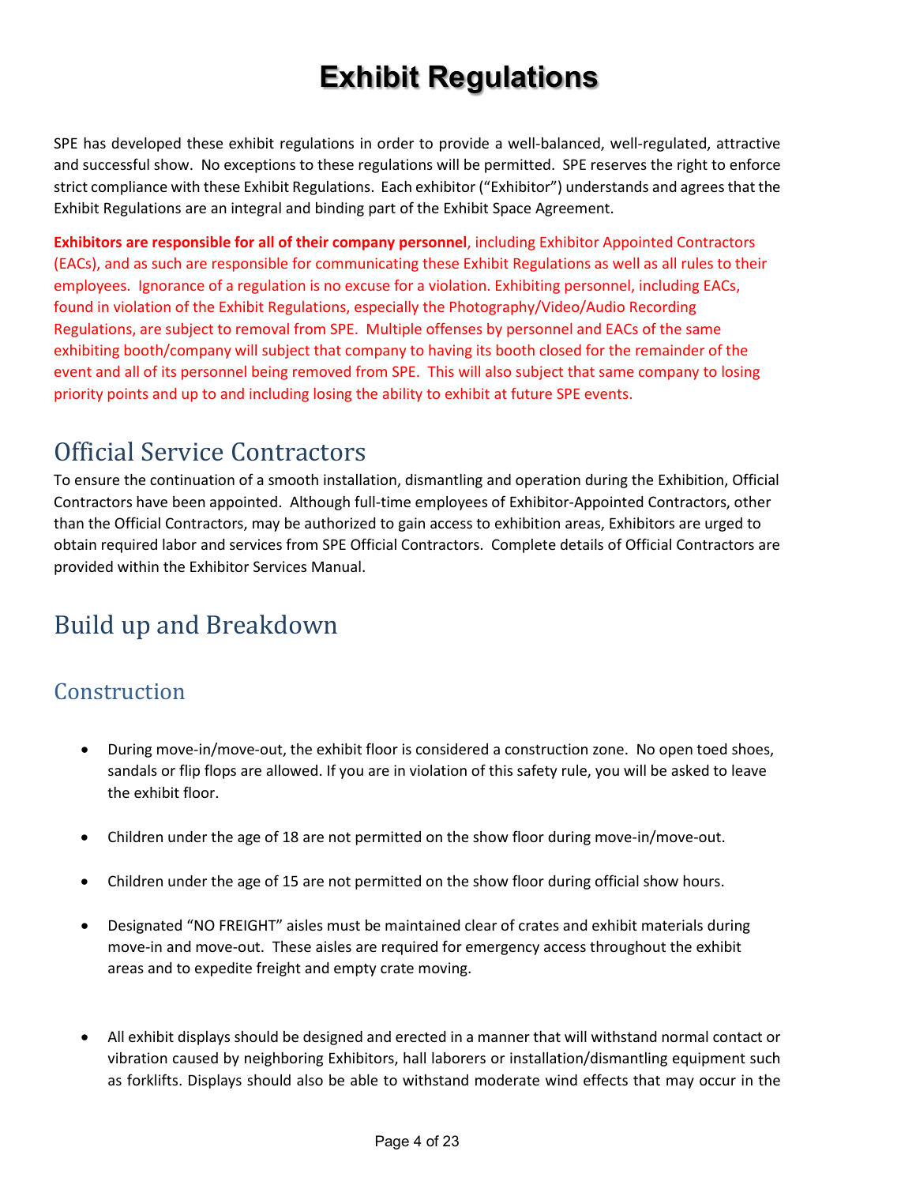# Exhibit Regulations

SPE has developed these exhibit regulations in order to provide a well-balanced, well-regulated, attractive and successful show. No exceptions to these regulations will be permitted. SPE reserves the right to enforce strict compliance with these Exhibit Regulations. Each exhibitor ("Exhibitor") understands and agrees that the Exhibit Regulations are an integral and binding part of the Exhibit Space Agreement.

**Exhibitors are responsible for all of their company personnel**, including Exhibitor Appointed Contractors (EACs), and as such are responsible for communicating these Exhibit Regulations as well as all rules to their employees. Ignorance of a regulation is no excuse for a violation. Exhibiting personnel, including EACs, found in violation of the Exhibit Regulations, especially the Photography/Video/Audio Recording Regulations, are subject to removal from SPE. Multiple offenses by personnel and EACs of the same exhibiting booth/company will subject that company to having its booth closed for the remainder of the event and all of its personnel being removed from SPE. This will also subject that same company to losing priority points and up to and including losing the ability to exhibit at future SPE events.

## Official Service Contractors

To ensure the continuation of a smooth installation, dismantling and operation during the Exhibition, Official Contractors have been appointed. Although full-time employees of Exhibitor-Appointed Contractors, other than the Official Contractors, may be authorized to gain access to exhibition areas, Exhibitors are urged to obtain required labor and services from SPE Official Contractors. Complete details of Official Contractors are provided within the Exhibitor Services Manual.

## Build up and Breakdown

### Construction

- During move-in/move-out, the exhibit floor is considered a construction zone. No open toed shoes, sandals or flip flops are allowed. If you are in violation of this safety rule, you will be asked to leave the exhibit floor.
- Children under the age of 18 are not permitted on the show floor during move-in/move-out.
- Children under the age of 15 are not permitted on the show floor during official show hours.
- Designated "NO FREIGHT" aisles must be maintained clear of crates and exhibit materials during move-in and move-out. These aisles are required for emergency access throughout the exhibit areas and to expedite freight and empty crate moving.
- All exhibit displays should be designed and erected in a manner that will withstand normal contact or vibration caused by neighboring Exhibitors, hall laborers or installation/dismantling equipment such as forklifts. Displays should also be able to withstand moderate wind effects that may occur in the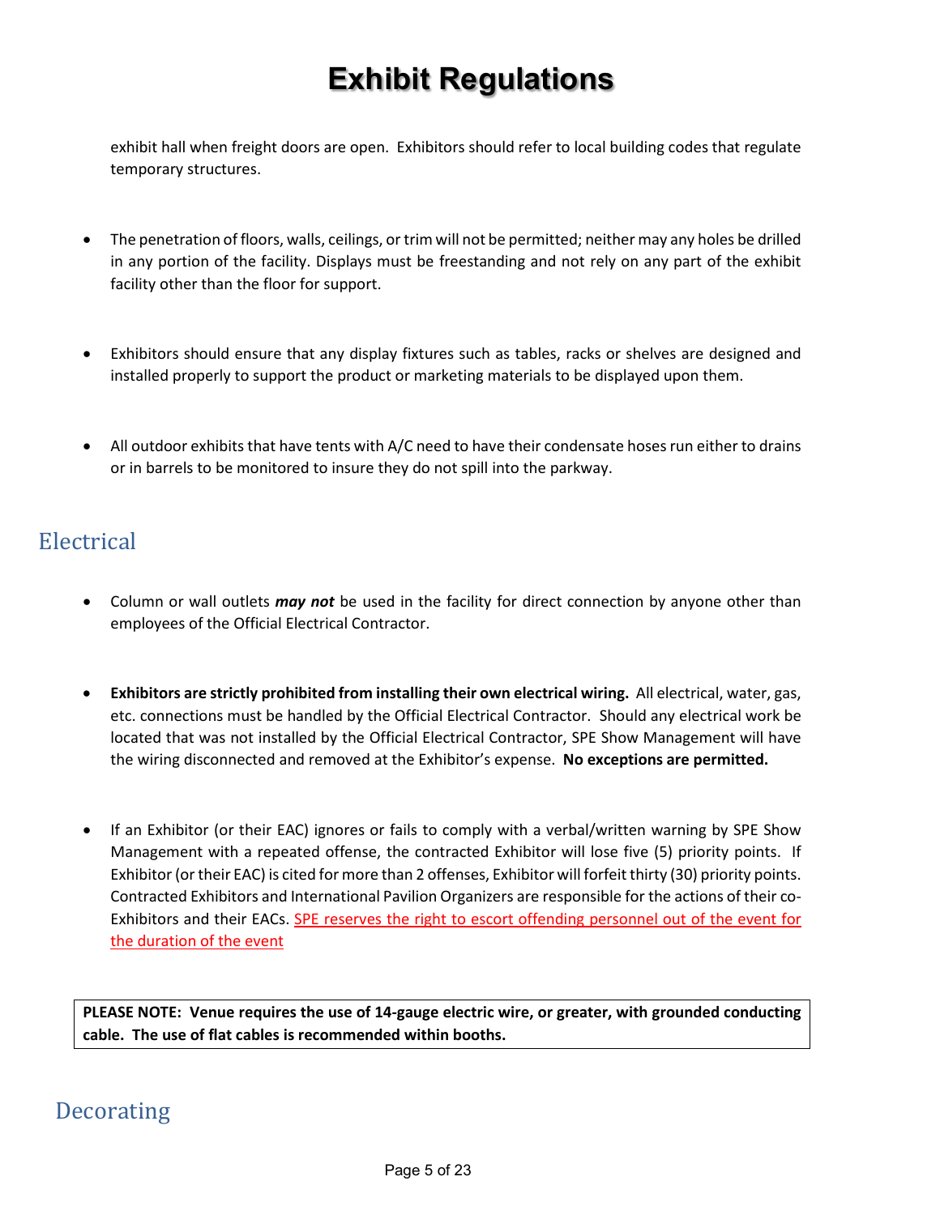# Exhibit Regulations

exhibit hall when freight doors are open. Exhibitors should refer to local building codes that regulate temporary structures.

- The penetration of floors, walls, ceilings, or trim will not be permitted; neither may any holes be drilled in any portion of the facility. Displays must be freestanding and not rely on any part of the exhibit facility other than the floor for support.

- Exhibitors should ensure that any display fixtures such as tables, racks or shelves are designed and installed properly to support the product or marketing materials to be displayed upon them.

- All outdoor exhibits that have tents with A/C need to have their condensate hoses run either to drains or in barrels to be monitored to insure they do not spill into the parkway.

## Electrical

- Column or wall outlets ***may not*** be used in the facility for direct connection by anyone other than employees of the Official Electrical Contractor.

- **Exhibitors are strictly prohibited from installing their own electrical wiring.** All electrical, water, gas, etc. connections must be handled by the Official Electrical Contractor. Should any electrical work be located that was not installed by the Official Electrical Contractor, SPE Show Management will have the wiring disconnected and removed at the Exhibitor's expense. **No exceptions are permitted.**

- If an Exhibitor (or their EAC) ignores or fails to comply with a verbal/written warning by SPE Show Management with a repeated offense, the contracted Exhibitor will lose five (5) priority points. If Exhibitor (or their EAC) is cited for more than 2 offenses, Exhibitor will forfeit thirty (30) priority points. Contracted Exhibitors and International Pavilion Organizers are responsible for the actions of their co-Exhibitors and their EACs. SPE reserves the right to escort offending personnel out of the event for the duration of the event

**PLEASE NOTE: Venue requires the use of 14-gauge electric wire, or greater, with grounded conducting cable. The use of flat cables is recommended within booths.**

## Decorating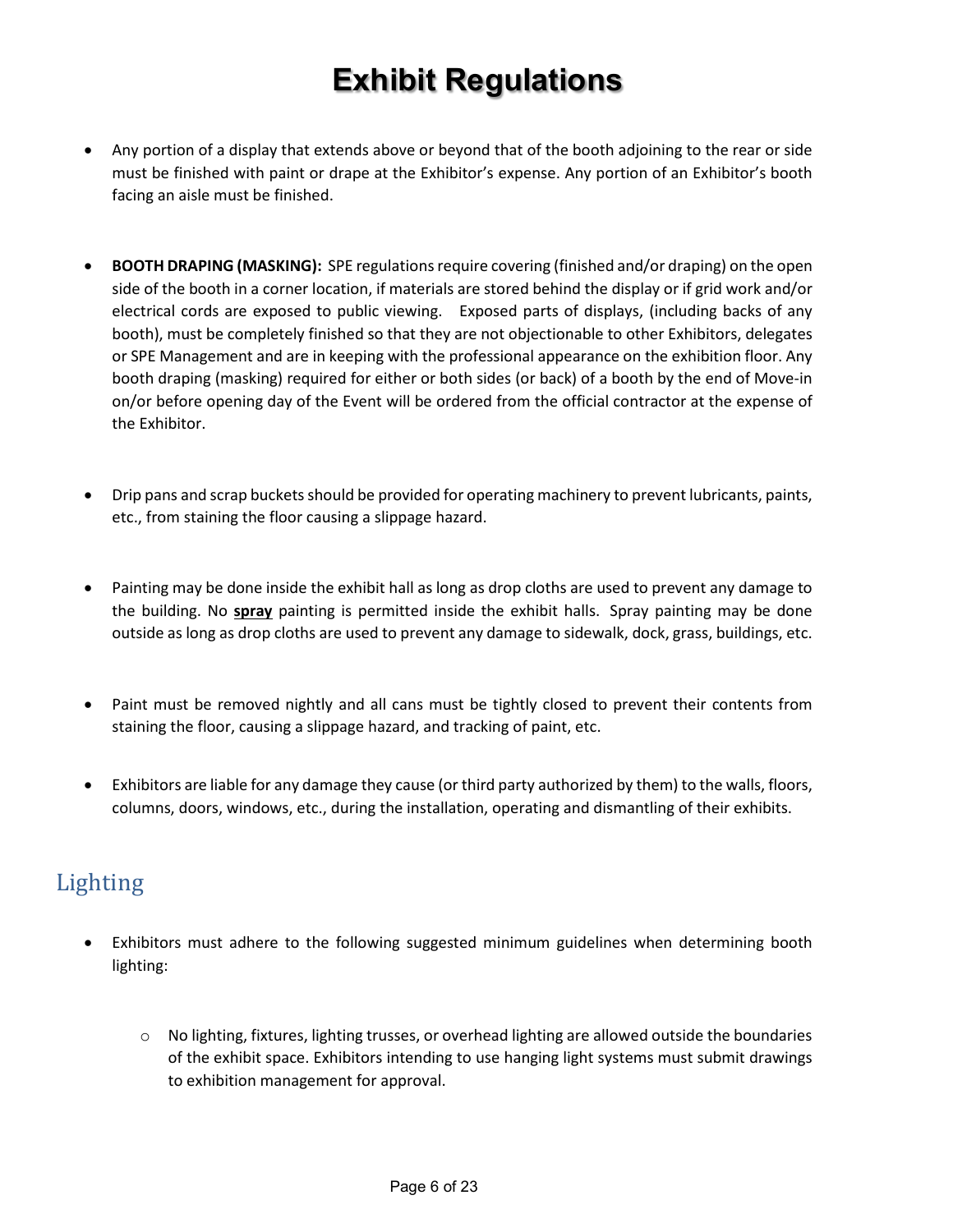# Exhibit Regulations

- Any portion of a display that extends above or beyond that of the booth adjoining to the rear or side must be finished with paint or drape at the Exhibitor's expense. Any portion of an Exhibitor's booth facing an aisle must be finished.

- **BOOTH DRAPING (MASKING):** SPE regulations require covering (finished and/or draping) on the open side of the booth in a corner location, if materials are stored behind the display or if grid work and/or electrical cords are exposed to public viewing. Exposed parts of displays, (including backs of any booth), must be completely finished so that they are not objectionable to other Exhibitors, delegates or SPE Management and are in keeping with the professional appearance on the exhibition floor. Any booth draping (masking) required for either or both sides (or back) of a booth by the end of Move-in on/or before opening day of the Event will be ordered from the official contractor at the expense of the Exhibitor.

- Drip pans and scrap buckets should be provided for operating machinery to prevent lubricants, paints, etc., from staining the floor causing a slippage hazard.

- Painting may be done inside the exhibit hall as long as drop cloths are used to prevent any damage to the building. No **spray** painting is permitted inside the exhibit halls. Spray painting may be done outside as long as drop cloths are used to prevent any damage to sidewalk, dock, grass, buildings, etc.

- Paint must be removed nightly and all cans must be tightly closed to prevent their contents from staining the floor, causing a slippage hazard, and tracking of paint, etc.

- Exhibitors are liable for any damage they cause (or third party authorized by them) to the walls, floors, columns, doors, windows, etc., during the installation, operating and dismantling of their exhibits.

## Lighting

- Exhibitors must adhere to the following suggested minimum guidelines when determining booth lighting:
  - No lighting, fixtures, lighting trusses, or overhead lighting are allowed outside the boundaries of the exhibit space. Exhibitors intending to use hanging light systems must submit drawings to exhibition management for approval.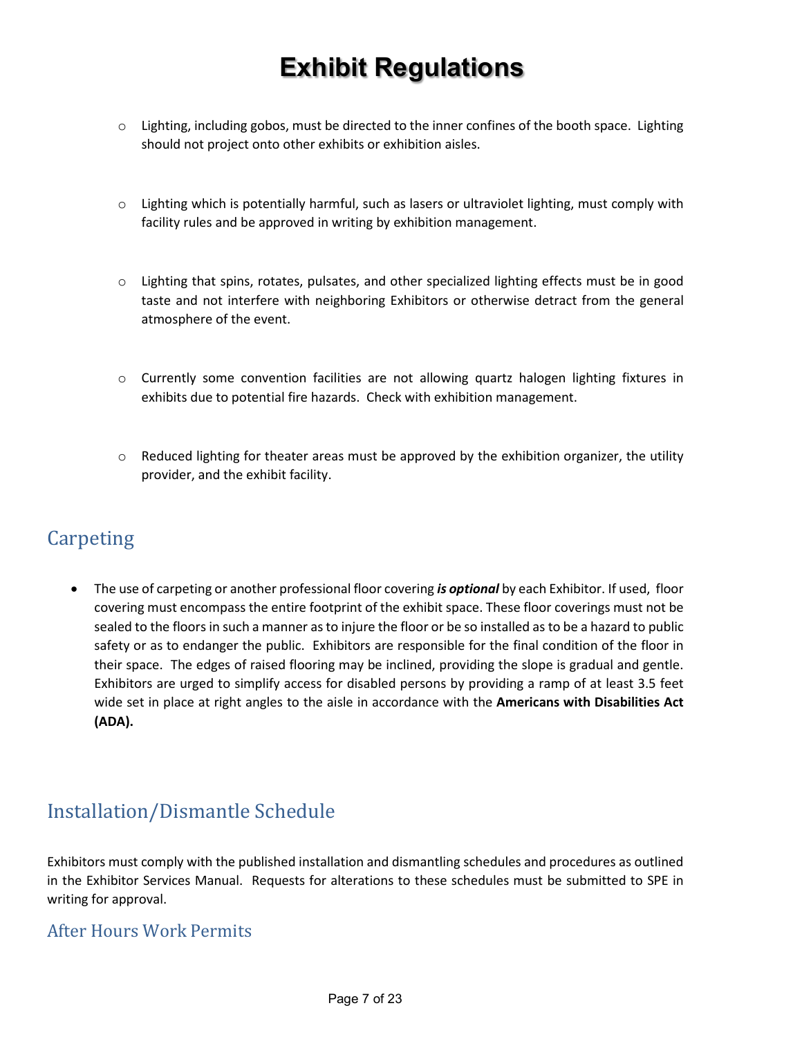# Exhibit Regulations

- Lighting, including gobos, must be directed to the inner confines of the booth space. Lighting should not project onto other exhibits or exhibition aisles.

- Lighting which is potentially harmful, such as lasers or ultraviolet lighting, must comply with facility rules and be approved in writing by exhibition management.

- Lighting that spins, rotates, pulsates, and other specialized lighting effects must be in good taste and not interfere with neighboring Exhibitors or otherwise detract from the general atmosphere of the event.

- Currently some convention facilities are not allowing quartz halogen lighting fixtures in exhibits due to potential fire hazards. Check with exhibition management.

- Reduced lighting for theater areas must be approved by the exhibition organizer, the utility provider, and the exhibit facility.

## Carpeting

- The use of carpeting or another professional floor covering ***is optional*** by each Exhibitor. If used, floor covering must encompass the entire footprint of the exhibit space. These floor coverings must not be sealed to the floors in such a manner as to injure the floor or be so installed as to be a hazard to public safety or as to endanger the public. Exhibitors are responsible for the final condition of the floor in their space. The edges of raised flooring may be inclined, providing the slope is gradual and gentle. Exhibitors are urged to simplify access for disabled persons by providing a ramp of at least 3.5 feet wide set in place at right angles to the aisle in accordance with the **Americans with Disabilities Act (ADA).**

## Installation/Dismantle Schedule

Exhibitors must comply with the published installation and dismantling schedules and procedures as outlined in the Exhibitor Services Manual. Requests for alterations to these schedules must be submitted to SPE in writing for approval.

### After Hours Work Permits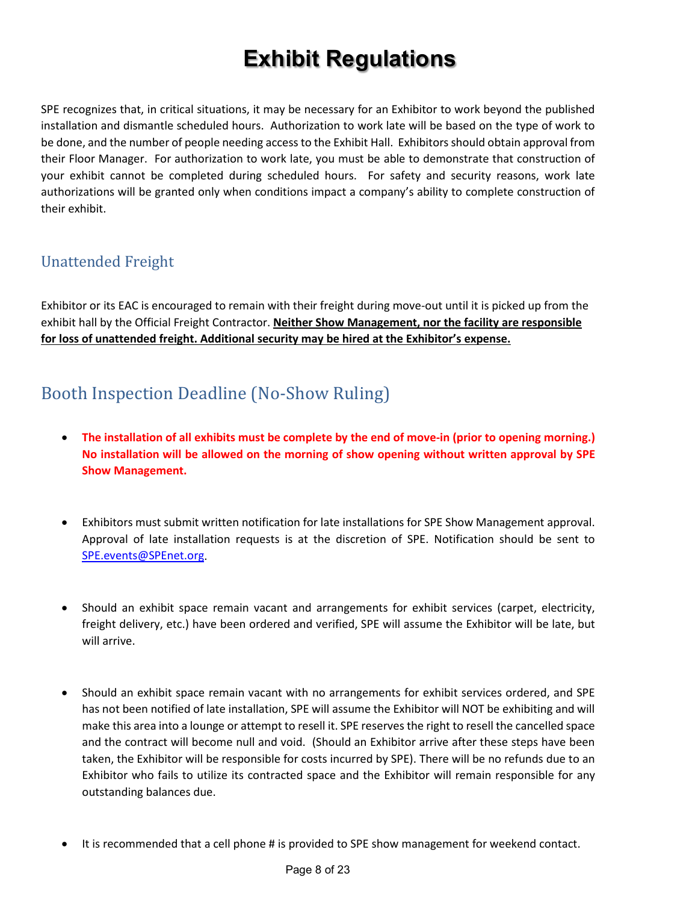# Exhibit Regulations

SPE recognizes that, in critical situations, it may be necessary for an Exhibitor to work beyond the published installation and dismantle scheduled hours. Authorization to work late will be based on the type of work to be done, and the number of people needing access to the Exhibit Hall. Exhibitors should obtain approval from their Floor Manager. For authorization to work late, you must be able to demonstrate that construction of your exhibit cannot be completed during scheduled hours. For safety and security reasons, work late authorizations will be granted only when conditions impact a company's ability to complete construction of their exhibit.

## Unattended Freight

Exhibitor or its EAC is encouraged to remain with their freight during move-out until it is picked up from the exhibit hall by the Official Freight Contractor. **Neither Show Management, nor the facility are responsible for loss of unattended freight. Additional security may be hired at the Exhibitor's expense.**

## Booth Inspection Deadline (No-Show Ruling)

- **The installation of all exhibits must be complete by the end of move-in (prior to opening morning.) No installation will be allowed on the morning of show opening without written approval by SPE Show Management.**

- Exhibitors must submit written notification for late installations for SPE Show Management approval. Approval of late installation requests is at the discretion of SPE. Notification should be sent to SPE.events@SPEnet.org.

- Should an exhibit space remain vacant and arrangements for exhibit services (carpet, electricity, freight delivery, etc.) have been ordered and verified, SPE will assume the Exhibitor will be late, but will arrive.

- Should an exhibit space remain vacant with no arrangements for exhibit services ordered, and SPE has not been notified of late installation, SPE will assume the Exhibitor will NOT be exhibiting and will make this area into a lounge or attempt to resell it. SPE reserves the right to resell the cancelled space and the contract will become null and void. (Should an Exhibitor arrive after these steps have been taken, the Exhibitor will be responsible for costs incurred by SPE). There will be no refunds due to an Exhibitor who fails to utilize its contracted space and the Exhibitor will remain responsible for any outstanding balances due.

- It is recommended that a cell phone # is provided to SPE show management for weekend contact.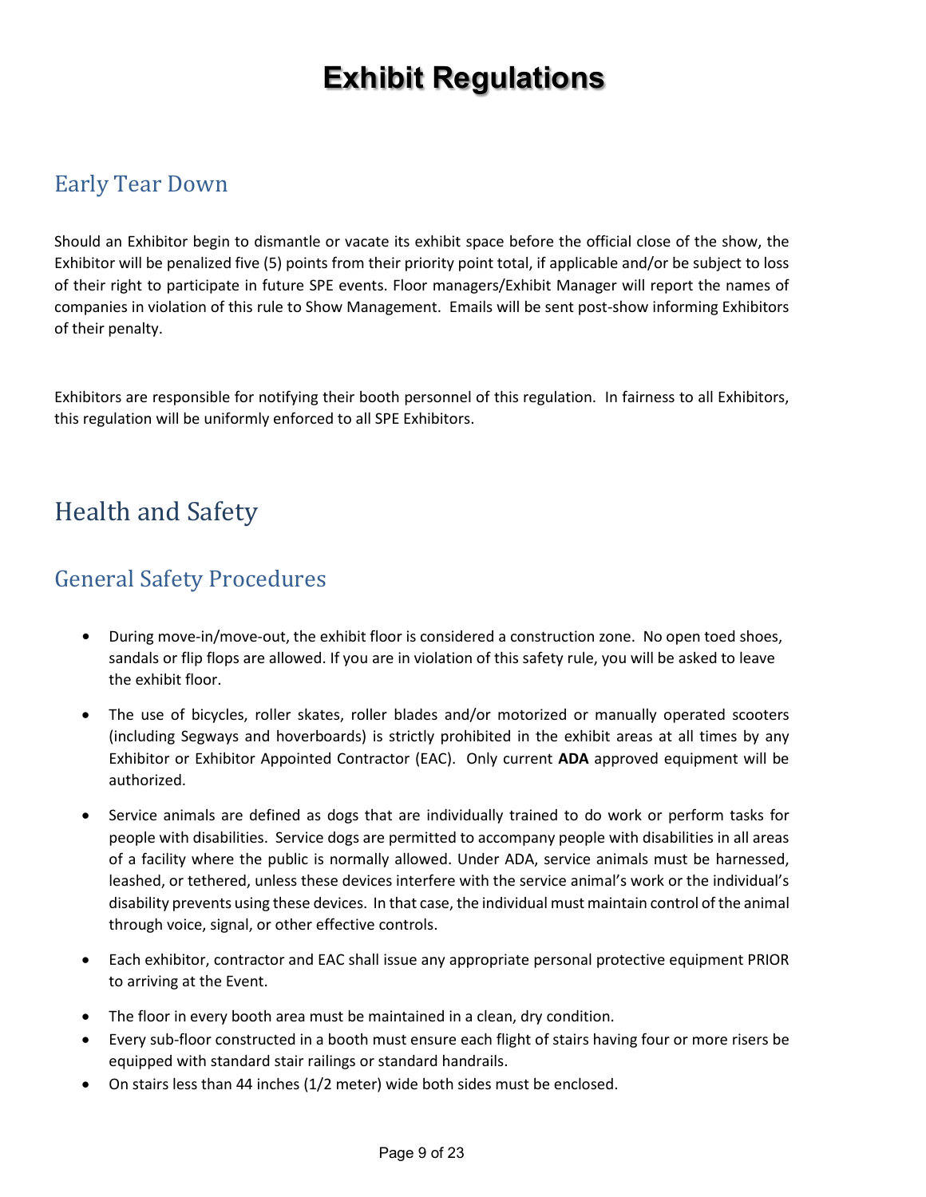# Exhibit Regulations

## Early Tear Down

Should an Exhibitor begin to dismantle or vacate its exhibit space before the official close of the show, the Exhibitor will be penalized five (5) points from their priority point total, if applicable and/or be subject to loss of their right to participate in future SPE events. Floor managers/Exhibit Manager will report the names of companies in violation of this rule to Show Management. Emails will be sent post-show informing Exhibitors of their penalty.

Exhibitors are responsible for notifying their booth personnel of this regulation. In fairness to all Exhibitors, this regulation will be uniformly enforced to all SPE Exhibitors.

# Health and Safety

## General Safety Procedures

- During move-in/move-out, the exhibit floor is considered a construction zone. No open toed shoes, sandals or flip flops are allowed. If you are in violation of this safety rule, you will be asked to leave the exhibit floor.
- The use of bicycles, roller skates, roller blades and/or motorized or manually operated scooters (including Segways and hoverboards) is strictly prohibited in the exhibit areas at all times by any Exhibitor or Exhibitor Appointed Contractor (EAC). Only current **ADA** approved equipment will be authorized.
- Service animals are defined as dogs that are individually trained to do work or perform tasks for people with disabilities. Service dogs are permitted to accompany people with disabilities in all areas of a facility where the public is normally allowed. Under ADA, service animals must be harnessed, leashed, or tethered, unless these devices interfere with the service animal's work or the individual's disability prevents using these devices. In that case, the individual must maintain control of the animal through voice, signal, or other effective controls.
- Each exhibitor, contractor and EAC shall issue any appropriate personal protective equipment PRIOR to arriving at the Event.
- The floor in every booth area must be maintained in a clean, dry condition.
- Every sub-floor constructed in a booth must ensure each flight of stairs having four or more risers be equipped with standard stair railings or standard handrails.
- On stairs less than 44 inches (1/2 meter) wide both sides must be enclosed.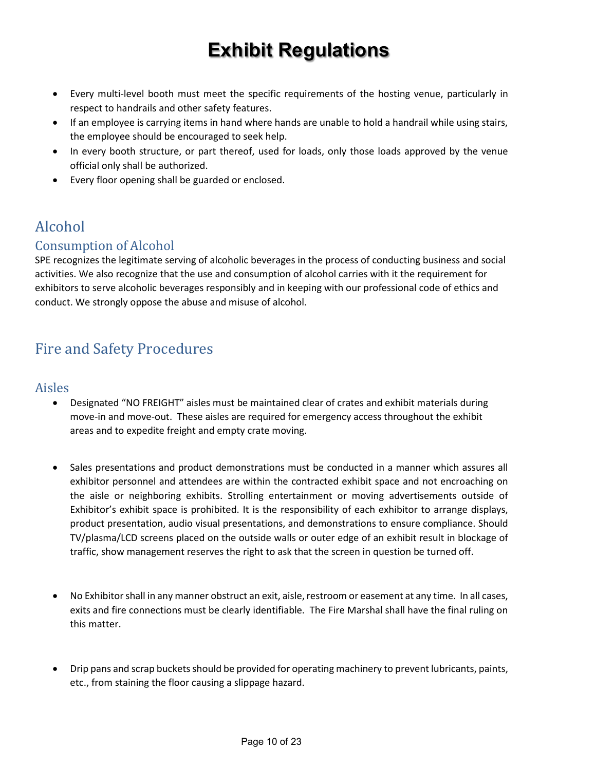# Exhibit Regulations

- Every multi-level booth must meet the specific requirements of the hosting venue, particularly in respect to handrails and other safety features.
- If an employee is carrying items in hand where hands are unable to hold a handrail while using stairs, the employee should be encouraged to seek help.
- In every booth structure, or part thereof, used for loads, only those loads approved by the venue official only shall be authorized.
- Every floor opening shall be guarded or enclosed.

## Alcohol

### Consumption of Alcohol

SPE recognizes the legitimate serving of alcoholic beverages in the process of conducting business and social activities. We also recognize that the use and consumption of alcohol carries with it the requirement for exhibitors to serve alcoholic beverages responsibly and in keeping with our professional code of ethics and conduct. We strongly oppose the abuse and misuse of alcohol.

## Fire and Safety Procedures

### Aisles

- Designated "NO FREIGHT" aisles must be maintained clear of crates and exhibit materials during move-in and move-out. These aisles are required for emergency access throughout the exhibit areas and to expedite freight and empty crate moving.
- Sales presentations and product demonstrations must be conducted in a manner which assures all exhibitor personnel and attendees are within the contracted exhibit space and not encroaching on the aisle or neighboring exhibits. Strolling entertainment or moving advertisements outside of Exhibitor's exhibit space is prohibited. It is the responsibility of each exhibitor to arrange displays, product presentation, audio visual presentations, and demonstrations to ensure compliance. Should TV/plasma/LCD screens placed on the outside walls or outer edge of an exhibit result in blockage of traffic, show management reserves the right to ask that the screen in question be turned off.
- No Exhibitor shall in any manner obstruct an exit, aisle, restroom or easement at any time. In all cases, exits and fire connections must be clearly identifiable. The Fire Marshal shall have the final ruling on this matter.
- Drip pans and scrap buckets should be provided for operating machinery to prevent lubricants, paints, etc., from staining the floor causing a slippage hazard.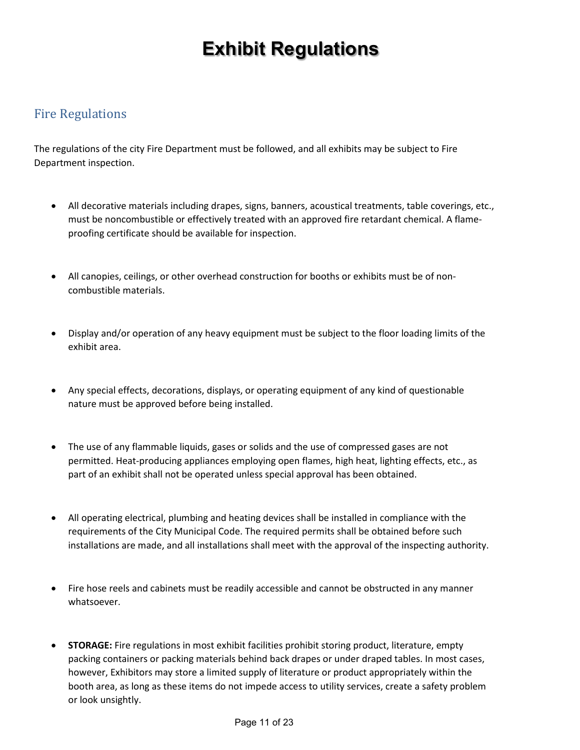# Exhibit Regulations

## Fire Regulations

The regulations of the city Fire Department must be followed, and all exhibits may be subject to Fire Department inspection.

- All decorative materials including drapes, signs, banners, acoustical treatments, table coverings, etc., must be noncombustible or effectively treated with an approved fire retardant chemical. A flame-proofing certificate should be available for inspection.
- All canopies, ceilings, or other overhead construction for booths or exhibits must be of non-combustible materials.
- Display and/or operation of any heavy equipment must be subject to the floor loading limits of the exhibit area.
- Any special effects, decorations, displays, or operating equipment of any kind of questionable nature must be approved before being installed.
- The use of any flammable liquids, gases or solids and the use of compressed gases are not permitted. Heat-producing appliances employing open flames, high heat, lighting effects, etc., as part of an exhibit shall not be operated unless special approval has been obtained.
- All operating electrical, plumbing and heating devices shall be installed in compliance with the requirements of the City Municipal Code. The required permits shall be obtained before such installations are made, and all installations shall meet with the approval of the inspecting authority.
- Fire hose reels and cabinets must be readily accessible and cannot be obstructed in any manner whatsoever.
- **STORAGE:** Fire regulations in most exhibit facilities prohibit storing product, literature, empty packing containers or packing materials behind back drapes or under draped tables. In most cases, however, Exhibitors may store a limited supply of literature or product appropriately within the booth area, as long as these items do not impede access to utility services, create a safety problem or look unsightly.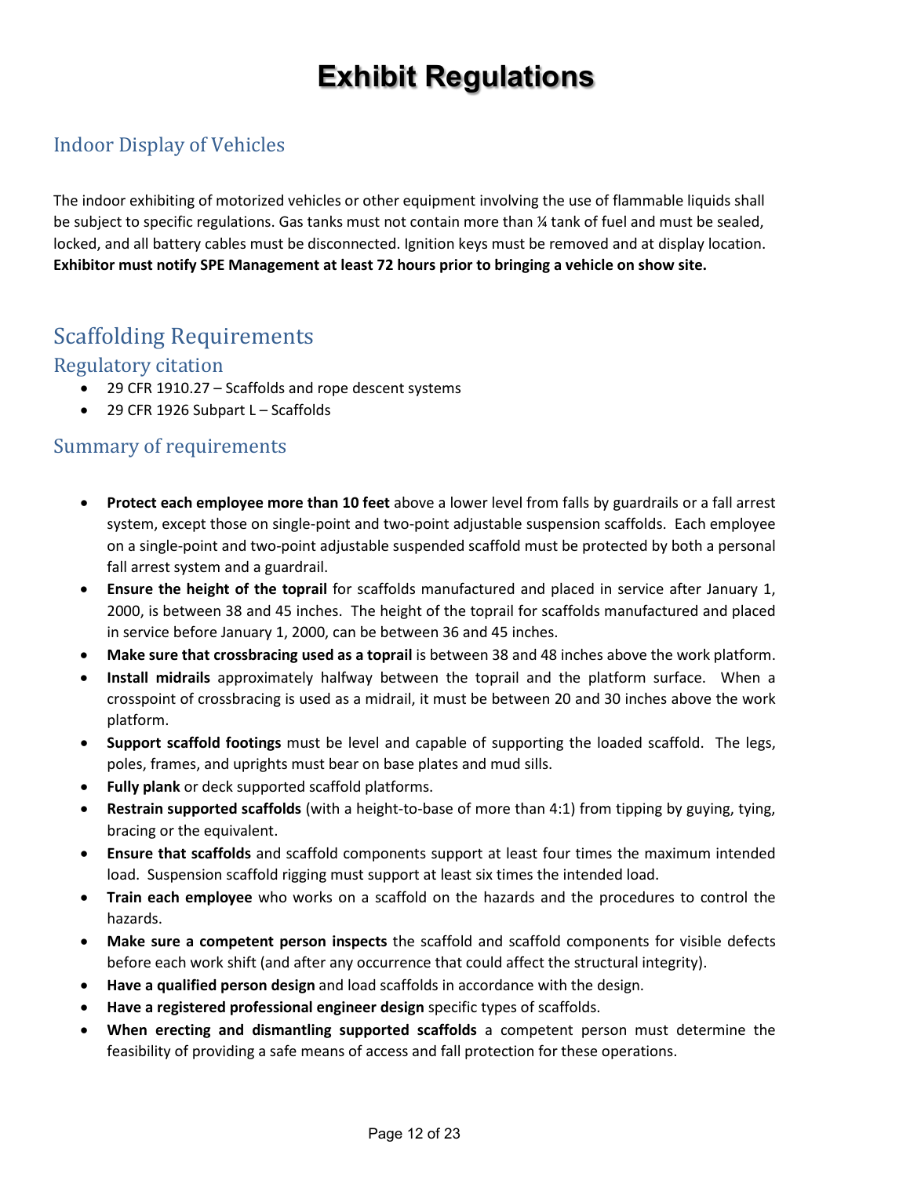# Exhibit Regulations

## Indoor Display of Vehicles

The indoor exhibiting of motorized vehicles or other equipment involving the use of flammable liquids shall be subject to specific regulations. Gas tanks must not contain more than ¼ tank of fuel and must be sealed, locked, and all battery cables must be disconnected. Ignition keys must be removed and at display location. **Exhibitor must notify SPE Management at least 72 hours prior to bringing a vehicle on show site.**

## Scaffolding Requirements

### Regulatory citation

- 29 CFR 1910.27 – Scaffolds and rope descent systems
- 29 CFR 1926 Subpart L – Scaffolds

### Summary of requirements

- **Protect each employee more than 10 feet** above a lower level from falls by guardrails or a fall arrest system, except those on single-point and two-point adjustable suspension scaffolds. Each employee on a single-point and two-point adjustable suspended scaffold must be protected by both a personal fall arrest system and a guardrail.
- **Ensure the height of the toprail** for scaffolds manufactured and placed in service after January 1, 2000, is between 38 and 45 inches. The height of the toprail for scaffolds manufactured and placed in service before January 1, 2000, can be between 36 and 45 inches.
- **Make sure that crossbracing used as a toprail** is between 38 and 48 inches above the work platform.
- **Install midrails** approximately halfway between the toprail and the platform surface. When a crosspoint of crossbracing is used as a midrail, it must be between 20 and 30 inches above the work platform.
- **Support scaffold footings** must be level and capable of supporting the loaded scaffold. The legs, poles, frames, and uprights must bear on base plates and mud sills.
- **Fully plank** or deck supported scaffold platforms.
- **Restrain supported scaffolds** (with a height-to-base of more than 4:1) from tipping by guying, tying, bracing or the equivalent.
- **Ensure that scaffolds** and scaffold components support at least four times the maximum intended load. Suspension scaffold rigging must support at least six times the intended load.
- **Train each employee** who works on a scaffold on the hazards and the procedures to control the hazards.
- **Make sure a competent person inspects** the scaffold and scaffold components for visible defects before each work shift (and after any occurrence that could affect the structural integrity).
- **Have a qualified person design** and load scaffolds in accordance with the design.
- **Have a registered professional engineer design** specific types of scaffolds.
- **When erecting and dismantling supported scaffolds** a competent person must determine the feasibility of providing a safe means of access and fall protection for these operations.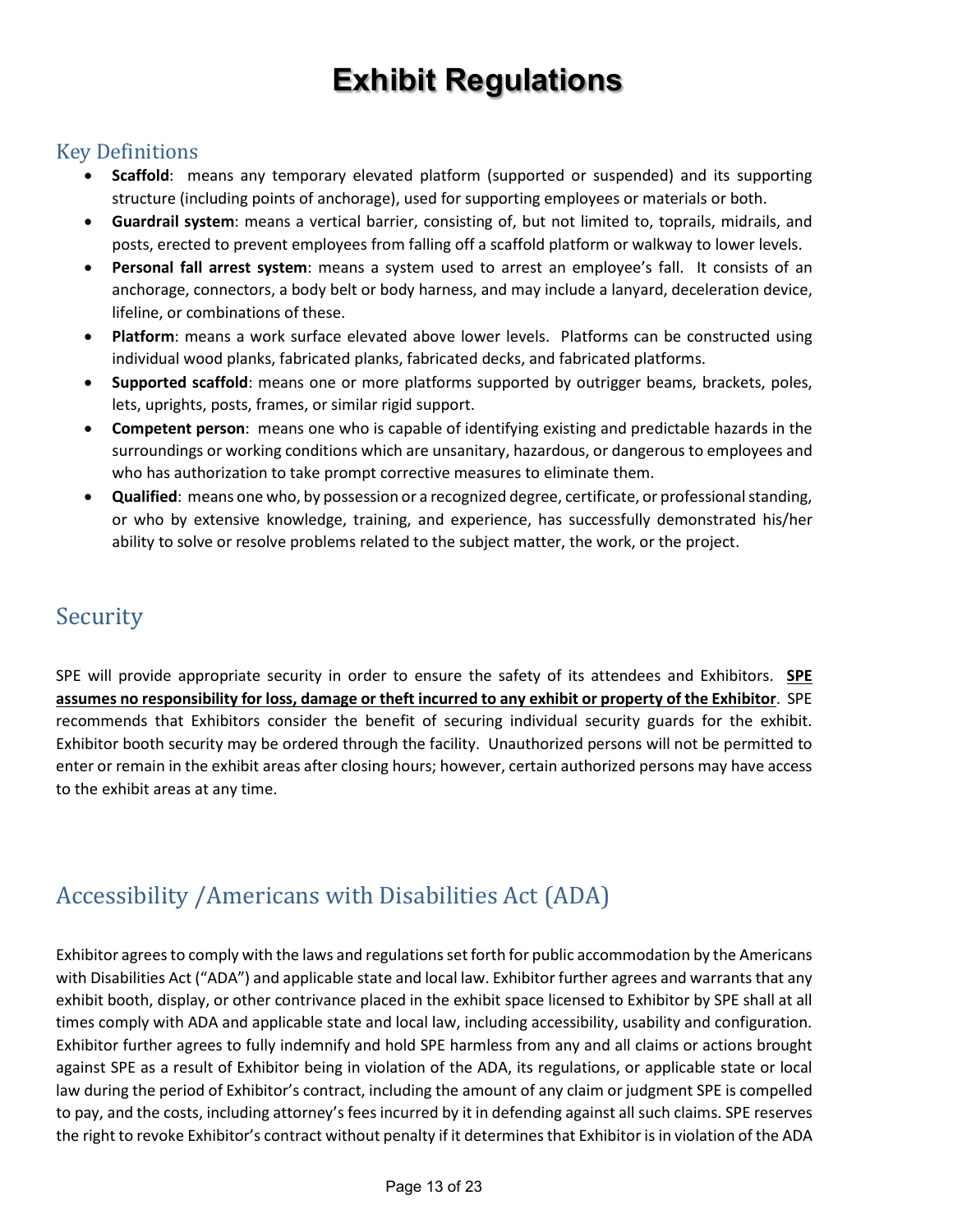# Exhibit Regulations

## Key Definitions

- **Scaffold**: means any temporary elevated platform (supported or suspended) and its supporting structure (including points of anchorage), used for supporting employees or materials or both.
- **Guardrail system**: means a vertical barrier, consisting of, but not limited to, toprails, midrails, and posts, erected to prevent employees from falling off a scaffold platform or walkway to lower levels.
- **Personal fall arrest system**: means a system used to arrest an employee's fall. It consists of an anchorage, connectors, a body belt or body harness, and may include a lanyard, deceleration device, lifeline, or combinations of these.
- **Platform**: means a work surface elevated above lower levels. Platforms can be constructed using individual wood planks, fabricated planks, fabricated decks, and fabricated platforms.
- **Supported scaffold**: means one or more platforms supported by outrigger beams, brackets, poles, lets, uprights, posts, frames, or similar rigid support.
- **Competent person**: means one who is capable of identifying existing and predictable hazards in the surroundings or working conditions which are unsanitary, hazardous, or dangerous to employees and who has authorization to take prompt corrective measures to eliminate them.
- **Qualified**: means one who, by possession or a recognized degree, certificate, or professional standing, or who by extensive knowledge, training, and experience, has successfully demonstrated his/her ability to solve or resolve problems related to the subject matter, the work, or the project.

## Security

SPE will provide appropriate security in order to ensure the safety of its attendees and Exhibitors. **SPE assumes no responsibility for loss, damage or theft incurred to any exhibit or property of the Exhibitor**. SPE recommends that Exhibitors consider the benefit of securing individual security guards for the exhibit. Exhibitor booth security may be ordered through the facility. Unauthorized persons will not be permitted to enter or remain in the exhibit areas after closing hours; however, certain authorized persons may have access to the exhibit areas at any time.

## Accessibility /Americans with Disabilities Act (ADA)

Exhibitor agrees to comply with the laws and regulations set forth for public accommodation by the Americans with Disabilities Act ("ADA") and applicable state and local law. Exhibitor further agrees and warrants that any exhibit booth, display, or other contrivance placed in the exhibit space licensed to Exhibitor by SPE shall at all times comply with ADA and applicable state and local law, including accessibility, usability and configuration. Exhibitor further agrees to fully indemnify and hold SPE harmless from any and all claims or actions brought against SPE as a result of Exhibitor being in violation of the ADA, its regulations, or applicable state or local law during the period of Exhibitor's contract, including the amount of any claim or judgment SPE is compelled to pay, and the costs, including attorney's fees incurred by it in defending against all such claims. SPE reserves the right to revoke Exhibitor's contract without penalty if it determines that Exhibitor is in violation of the ADA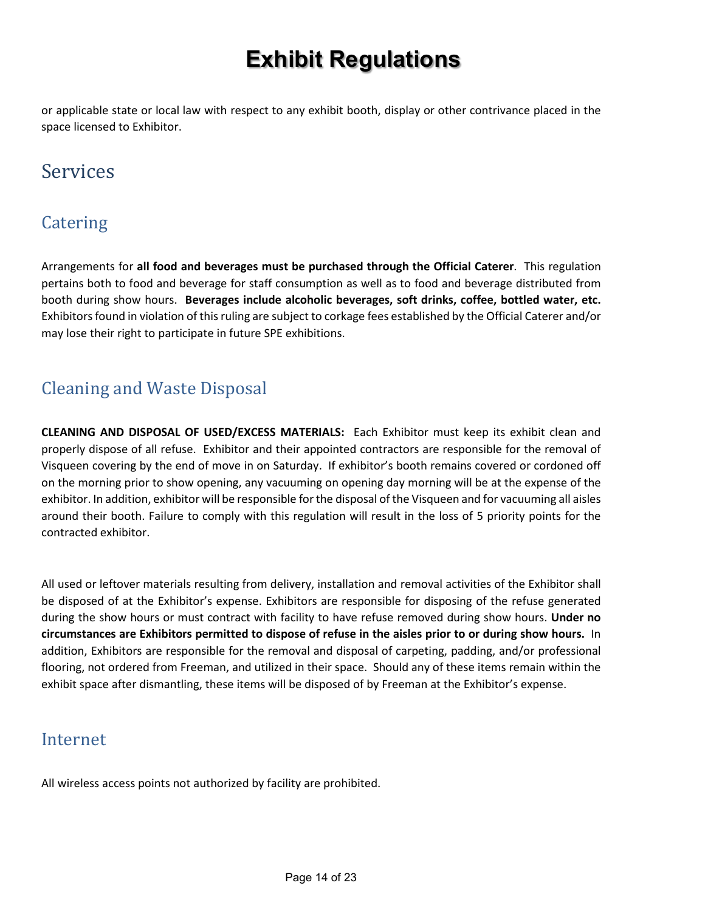# Exhibit Regulations

or applicable state or local law with respect to any exhibit booth, display or other contrivance placed in the space licensed to Exhibitor.

## Services

### Catering

Arrangements for **all food and beverages must be purchased through the Official Caterer**. This regulation pertains both to food and beverage for staff consumption as well as to food and beverage distributed from booth during show hours. **Beverages include alcoholic beverages, soft drinks, coffee, bottled water, etc.** Exhibitors found in violation of this ruling are subject to corkage fees established by the Official Caterer and/or may lose their right to participate in future SPE exhibitions.

### Cleaning and Waste Disposal

**CLEANING AND DISPOSAL OF USED/EXCESS MATERIALS:** Each Exhibitor must keep its exhibit clean and properly dispose of all refuse. Exhibitor and their appointed contractors are responsible for the removal of Visqueen covering by the end of move in on Saturday. If exhibitor's booth remains covered or cordoned off on the morning prior to show opening, any vacuuming on opening day morning will be at the expense of the exhibitor. In addition, exhibitor will be responsible for the disposal of the Visqueen and for vacuuming all aisles around their booth. Failure to comply with this regulation will result in the loss of 5 priority points for the contracted exhibitor.

All used or leftover materials resulting from delivery, installation and removal activities of the Exhibitor shall be disposed of at the Exhibitor's expense. Exhibitors are responsible for disposing of the refuse generated during the show hours or must contract with facility to have refuse removed during show hours. **Under no circumstances are Exhibitors permitted to dispose of refuse in the aisles prior to or during show hours.** In addition, Exhibitors are responsible for the removal and disposal of carpeting, padding, and/or professional flooring, not ordered from Freeman, and utilized in their space. Should any of these items remain within the exhibit space after dismantling, these items will be disposed of by Freeman at the Exhibitor's expense.

### Internet

All wireless access points not authorized by facility are prohibited.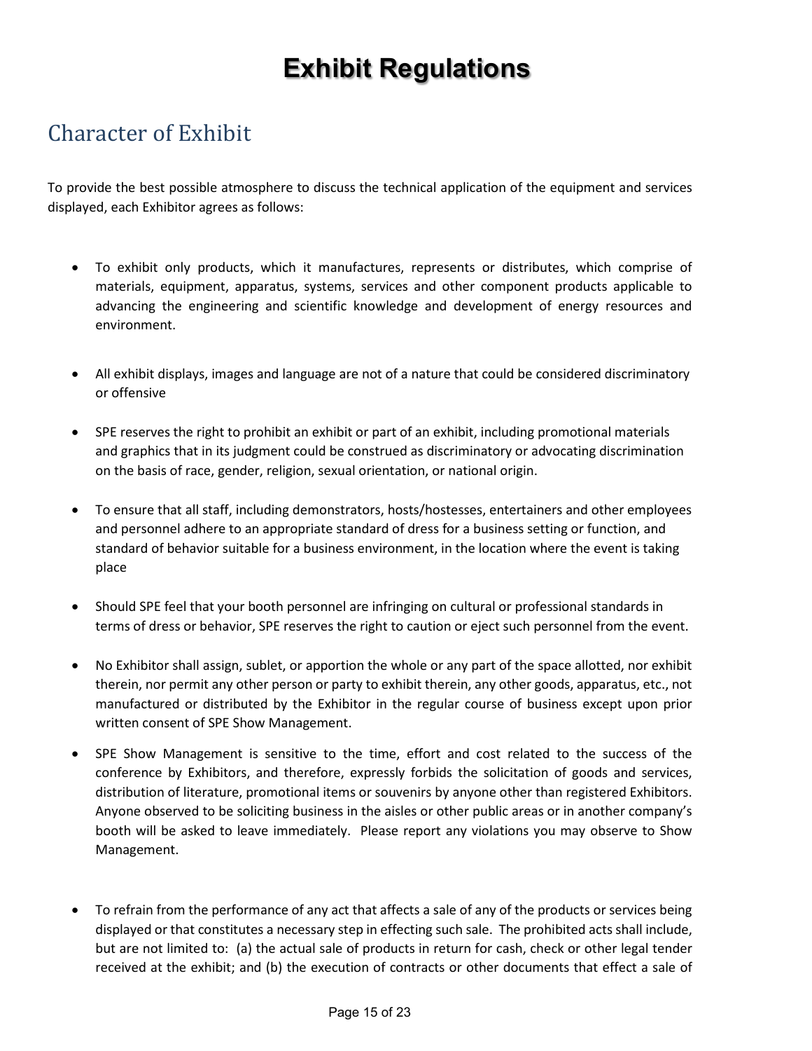# Exhibit Regulations

## Character of Exhibit

To provide the best possible atmosphere to discuss the technical application of the equipment and services displayed, each Exhibitor agrees as follows:

- To exhibit only products, which it manufactures, represents or distributes, which comprise of materials, equipment, apparatus, systems, services and other component products applicable to advancing the engineering and scientific knowledge and development of energy resources and environment.
- All exhibit displays, images and language are not of a nature that could be considered discriminatory or offensive
- SPE reserves the right to prohibit an exhibit or part of an exhibit, including promotional materials and graphics that in its judgment could be construed as discriminatory or advocating discrimination on the basis of race, gender, religion, sexual orientation, or national origin.
- To ensure that all staff, including demonstrators, hosts/hostesses, entertainers and other employees and personnel adhere to an appropriate standard of dress for a business setting or function, and standard of behavior suitable for a business environment, in the location where the event is taking place
- Should SPE feel that your booth personnel are infringing on cultural or professional standards in terms of dress or behavior, SPE reserves the right to caution or eject such personnel from the event.
- No Exhibitor shall assign, sublet, or apportion the whole or any part of the space allotted, nor exhibit therein, nor permit any other person or party to exhibit therein, any other goods, apparatus, etc., not manufactured or distributed by the Exhibitor in the regular course of business except upon prior written consent of SPE Show Management.
- SPE Show Management is sensitive to the time, effort and cost related to the success of the conference by Exhibitors, and therefore, expressly forbids the solicitation of goods and services, distribution of literature, promotional items or souvenirs by anyone other than registered Exhibitors. Anyone observed to be soliciting business in the aisles or other public areas or in another company's booth will be asked to leave immediately. Please report any violations you may observe to Show Management.
- To refrain from the performance of any act that affects a sale of any of the products or services being displayed or that constitutes a necessary step in effecting such sale. The prohibited acts shall include, but are not limited to: (a) the actual sale of products in return for cash, check or other legal tender received at the exhibit; and (b) the execution of contracts or other documents that effect a sale of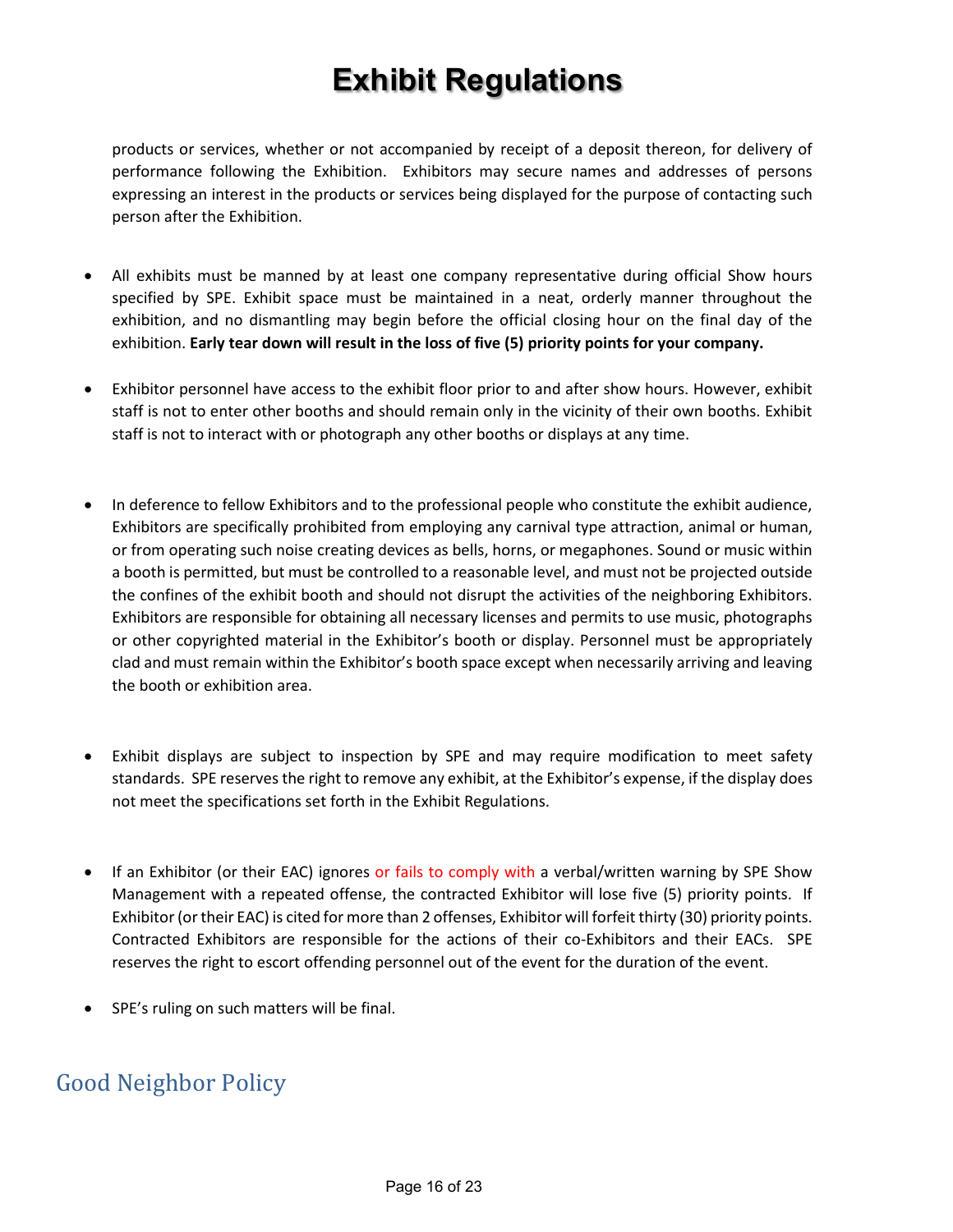# Exhibit Regulations

products or services, whether or not accompanied by receipt of a deposit thereon, for delivery of performance following the Exhibition. Exhibitors may secure names and addresses of persons expressing an interest in the products or services being displayed for the purpose of contacting such person after the Exhibition.

- All exhibits must be manned by at least one company representative during official Show hours specified by SPE. Exhibit space must be maintained in a neat, orderly manner throughout the exhibition, and no dismantling may begin before the official closing hour on the final day of the exhibition. **Early tear down will result in the loss of five (5) priority points for your company.**

- Exhibitor personnel have access to the exhibit floor prior to and after show hours. However, exhibit staff is not to enter other booths and should remain only in the vicinity of their own booths. Exhibit staff is not to interact with or photograph any other booths or displays at any time.

- In deference to fellow Exhibitors and to the professional people who constitute the exhibit audience, Exhibitors are specifically prohibited from employing any carnival type attraction, animal or human, or from operating such noise creating devices as bells, horns, or megaphones. Sound or music within a booth is permitted, but must be controlled to a reasonable level, and must not be projected outside the confines of the exhibit booth and should not disrupt the activities of the neighboring Exhibitors. Exhibitors are responsible for obtaining all necessary licenses and permits to use music, photographs or other copyrighted material in the Exhibitor's booth or display. Personnel must be appropriately clad and must remain within the Exhibitor's booth space except when necessarily arriving and leaving the booth or exhibition area.

- Exhibit displays are subject to inspection by SPE and may require modification to meet safety standards. SPE reserves the right to remove any exhibit, at the Exhibitor's expense, if the display does not meet the specifications set forth in the Exhibit Regulations.

- If an Exhibitor (or their EAC) ignores or fails to comply with a verbal/written warning by SPE Show Management with a repeated offense, the contracted Exhibitor will lose five (5) priority points. If Exhibitor (or their EAC) is cited for more than 2 offenses, Exhibitor will forfeit thirty (30) priority points. Contracted Exhibitors are responsible for the actions of their co-Exhibitors and their EACs. SPE reserves the right to escort offending personnel out of the event for the duration of the event.

- SPE's ruling on such matters will be final.

## Good Neighbor Policy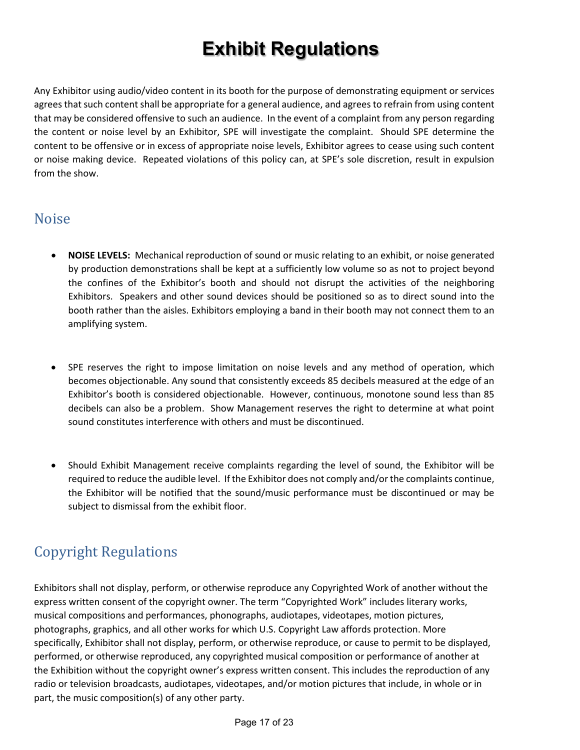# Exhibit Regulations

Any Exhibitor using audio/video content in its booth for the purpose of demonstrating equipment or services agrees that such content shall be appropriate for a general audience, and agrees to refrain from using content that may be considered offensive to such an audience. In the event of a complaint from any person regarding the content or noise level by an Exhibitor, SPE will investigate the complaint. Should SPE determine the content to be offensive or in excess of appropriate noise levels, Exhibitor agrees to cease using such content or noise making device. Repeated violations of this policy can, at SPE's sole discretion, result in expulsion from the show.

## Noise

- **NOISE LEVELS:** Mechanical reproduction of sound or music relating to an exhibit, or noise generated by production demonstrations shall be kept at a sufficiently low volume so as not to project beyond the confines of the Exhibitor's booth and should not disrupt the activities of the neighboring Exhibitors. Speakers and other sound devices should be positioned so as to direct sound into the booth rather than the aisles. Exhibitors employing a band in their booth may not connect them to an amplifying system.

- SPE reserves the right to impose limitation on noise levels and any method of operation, which becomes objectionable. Any sound that consistently exceeds 85 decibels measured at the edge of an Exhibitor's booth is considered objectionable. However, continuous, monotone sound less than 85 decibels can also be a problem. Show Management reserves the right to determine at what point sound constitutes interference with others and must be discontinued.

- Should Exhibit Management receive complaints regarding the level of sound, the Exhibitor will be required to reduce the audible level. If the Exhibitor does not comply and/or the complaints continue, the Exhibitor will be notified that the sound/music performance must be discontinued or may be subject to dismissal from the exhibit floor.

## Copyright Regulations

Exhibitors shall not display, perform, or otherwise reproduce any Copyrighted Work of another without the express written consent of the copyright owner. The term "Copyrighted Work" includes literary works, musical compositions and performances, phonographs, audiotapes, videotapes, motion pictures, photographs, graphics, and all other works for which U.S. Copyright Law affords protection. More specifically, Exhibitor shall not display, perform, or otherwise reproduce, or cause to permit to be displayed, performed, or otherwise reproduced, any copyrighted musical composition or performance of another at the Exhibition without the copyright owner's express written consent. This includes the reproduction of any radio or television broadcasts, audiotapes, videotapes, and/or motion pictures that include, in whole or in part, the music composition(s) of any other party.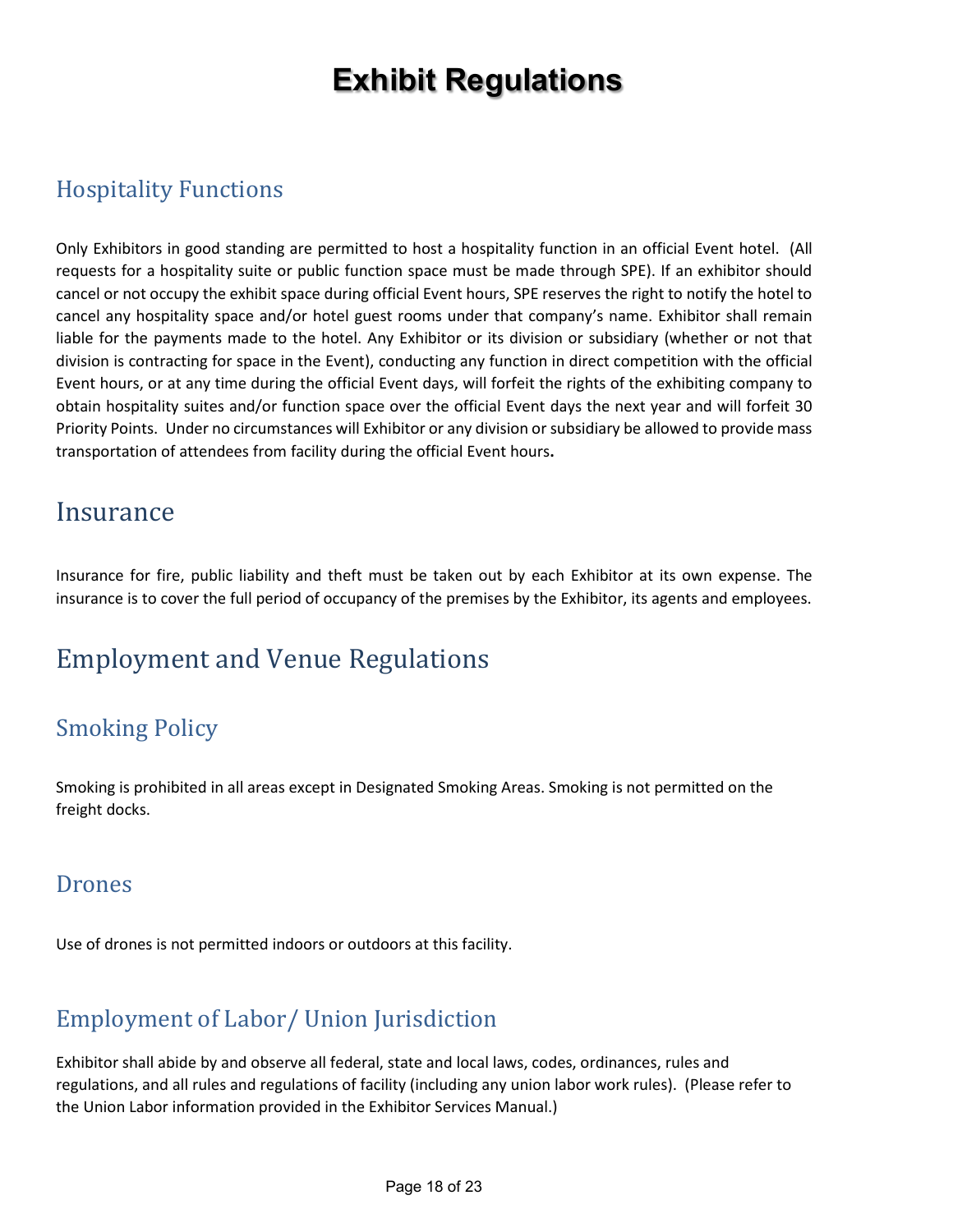# Exhibit Regulations

## Hospitality Functions

Only Exhibitors in good standing are permitted to host a hospitality function in an official Event hotel. (All requests for a hospitality suite or public function space must be made through SPE). If an exhibitor should cancel or not occupy the exhibit space during official Event hours, SPE reserves the right to notify the hotel to cancel any hospitality space and/or hotel guest rooms under that company's name. Exhibitor shall remain liable for the payments made to the hotel. Any Exhibitor or its division or subsidiary (whether or not that division is contracting for space in the Event), conducting any function in direct competition with the official Event hours, or at any time during the official Event days, will forfeit the rights of the exhibiting company to obtain hospitality suites and/or function space over the official Event days the next year and will forfeit 30 Priority Points. Under no circumstances will Exhibitor or any division or subsidiary be allowed to provide mass transportation of attendees from facility during the official Event hours**.**

# Insurance

Insurance for fire, public liability and theft must be taken out by each Exhibitor at its own expense. The insurance is to cover the full period of occupancy of the premises by the Exhibitor, its agents and employees.

# Employment and Venue Regulations

## Smoking Policy

Smoking is prohibited in all areas except in Designated Smoking Areas. Smoking is not permitted on the freight docks.

## Drones

Use of drones is not permitted indoors or outdoors at this facility.

## Employment of Labor/ Union Jurisdiction

Exhibitor shall abide by and observe all federal, state and local laws, codes, ordinances, rules and regulations, and all rules and regulations of facility (including any union labor work rules). (Please refer to the Union Labor information provided in the Exhibitor Services Manual.)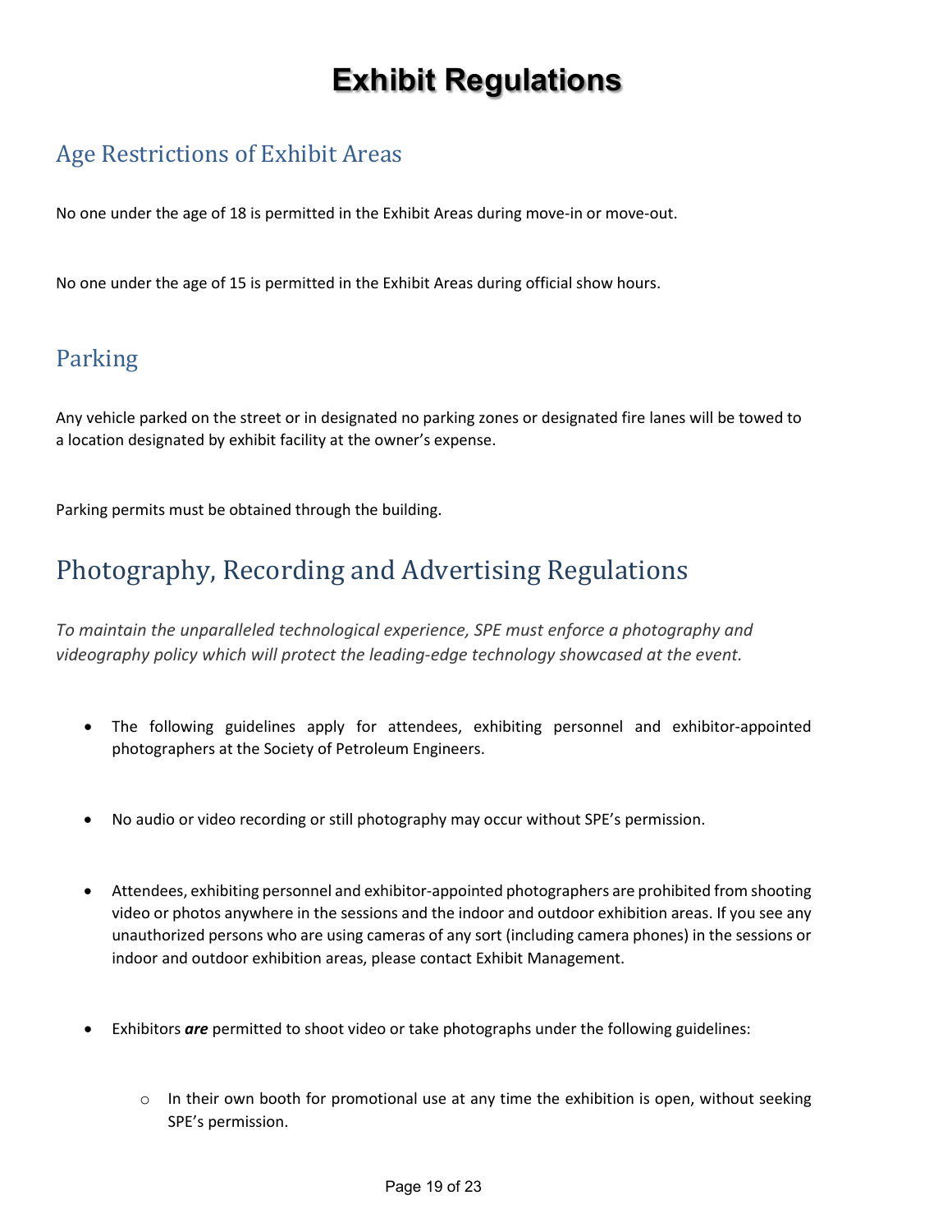# Exhibit Regulations

## Age Restrictions of Exhibit Areas

No one under the age of 18 is permitted in the Exhibit Areas during move-in or move-out.

No one under the age of 15 is permitted in the Exhibit Areas during official show hours.

## Parking

Any vehicle parked on the street or in designated no parking zones or designated fire lanes will be towed to a location designated by exhibit facility at the owner's expense.

Parking permits must be obtained through the building.

## Photography, Recording and Advertising Regulations

*To maintain the unparalleled technological experience, SPE must enforce a photography and videography policy which will protect the leading-edge technology showcased at the event.*

- The following guidelines apply for attendees, exhibiting personnel and exhibitor-appointed photographers at the Society of Petroleum Engineers.
- No audio or video recording or still photography may occur without SPE's permission.
- Attendees, exhibiting personnel and exhibitor-appointed photographers are prohibited from shooting video or photos anywhere in the sessions and the indoor and outdoor exhibition areas. If you see any unauthorized persons who are using cameras of any sort (including camera phones) in the sessions or indoor and outdoor exhibition areas, please contact Exhibit Management.
- Exhibitors ***are*** permitted to shoot video or take photographs under the following guidelines:
    - In their own booth for promotional use at any time the exhibition is open, without seeking SPE's permission.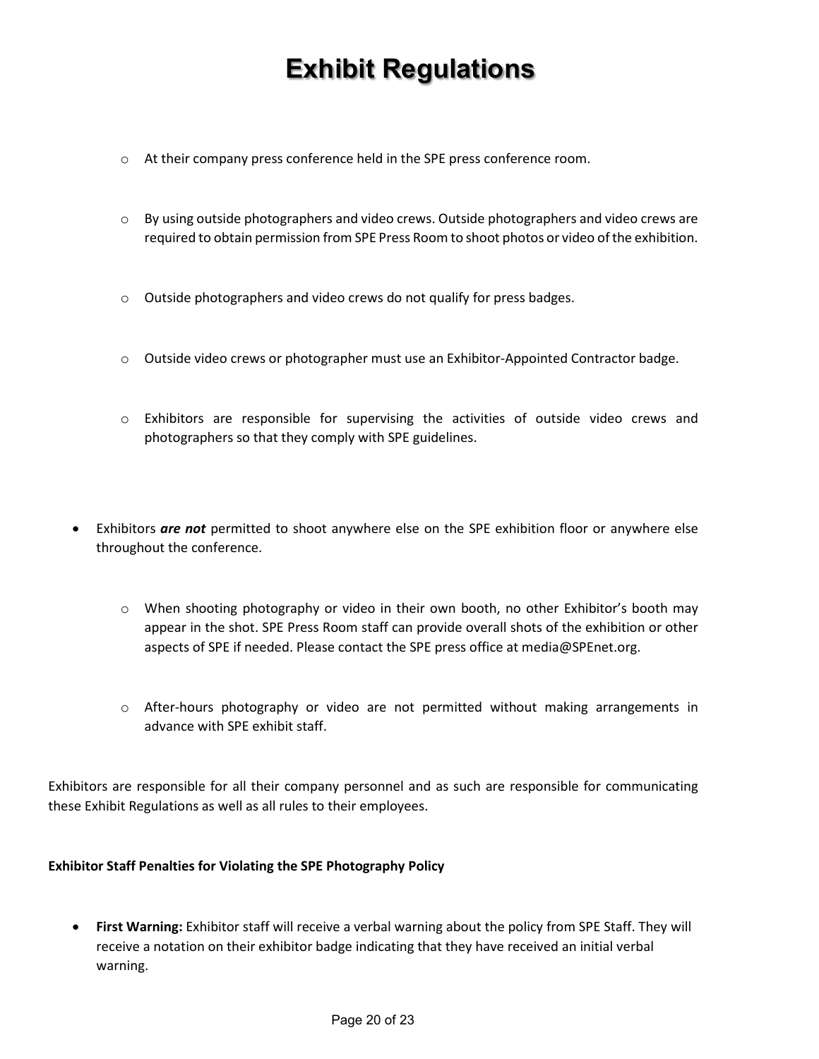# Exhibit Regulations

  - At their company press conference held in the SPE press conference room.
  - By using outside photographers and video crews. Outside photographers and video crews are required to obtain permission from SPE Press Room to shoot photos or video of the exhibition.
  - Outside photographers and video crews do not qualify for press badges.
  - Outside video crews or photographer must use an Exhibitor-Appointed Contractor badge.
  - Exhibitors are responsible for supervising the activities of outside video crews and photographers so that they comply with SPE guidelines.

- Exhibitors ***are not*** permitted to shoot anywhere else on the SPE exhibition floor or anywhere else throughout the conference.
  - When shooting photography or video in their own booth, no other Exhibitor's booth may appear in the shot. SPE Press Room staff can provide overall shots of the exhibition or other aspects of SPE if needed. Please contact the SPE press office at media@SPEnet.org.
  - After-hours photography or video are not permitted without making arrangements in advance with SPE exhibit staff.

Exhibitors are responsible for all their company personnel and as such are responsible for communicating these Exhibit Regulations as well as all rules to their employees.

**Exhibitor Staff Penalties for Violating the SPE Photography Policy**

- **First Warning:** Exhibitor staff will receive a verbal warning about the policy from SPE Staff. They will receive a notation on their exhibitor badge indicating that they have received an initial verbal warning.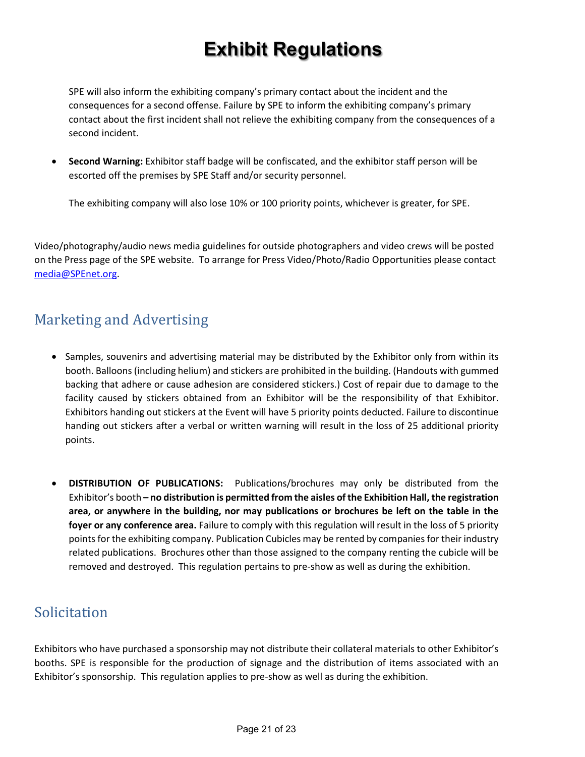# Exhibit Regulations

SPE will also inform the exhibiting company's primary contact about the incident and the consequences for a second offense. Failure by SPE to inform the exhibiting company's primary contact about the first incident shall not relieve the exhibiting company from the consequences of a second incident.

- **Second Warning:** Exhibitor staff badge will be confiscated, and the exhibitor staff person will be escorted off the premises by SPE Staff and/or security personnel.

  The exhibiting company will also lose 10% or 100 priority points, whichever is greater, for SPE.

Video/photography/audio news media guidelines for outside photographers and video crews will be posted on the Press page of the SPE website. To arrange for Press Video/Photo/Radio Opportunities please contact media@SPEnet.org.

## Marketing and Advertising

- Samples, souvenirs and advertising material may be distributed by the Exhibitor only from within its booth. Balloons (including helium) and stickers are prohibited in the building. (Handouts with gummed backing that adhere or cause adhesion are considered stickers.) Cost of repair due to damage to the facility caused by stickers obtained from an Exhibitor will be the responsibility of that Exhibitor. Exhibitors handing out stickers at the Event will have 5 priority points deducted. Failure to discontinue handing out stickers after a verbal or written warning will result in the loss of 25 additional priority points.

- **DISTRIBUTION OF PUBLICATIONS:** Publications/brochures may only be distributed from the Exhibitor's booth **– no distribution is permitted from the aisles of the Exhibition Hall, the registration area, or anywhere in the building, nor may publications or brochures be left on the table in the foyer or any conference area.** Failure to comply with this regulation will result in the loss of 5 priority points for the exhibiting company. Publication Cubicles may be rented by companies for their industry related publications. Brochures other than those assigned to the company renting the cubicle will be removed and destroyed. This regulation pertains to pre-show as well as during the exhibition.

## Solicitation

Exhibitors who have purchased a sponsorship may not distribute their collateral materials to other Exhibitor's booths. SPE is responsible for the production of signage and the distribution of items associated with an Exhibitor's sponsorship. This regulation applies to pre-show as well as during the exhibition.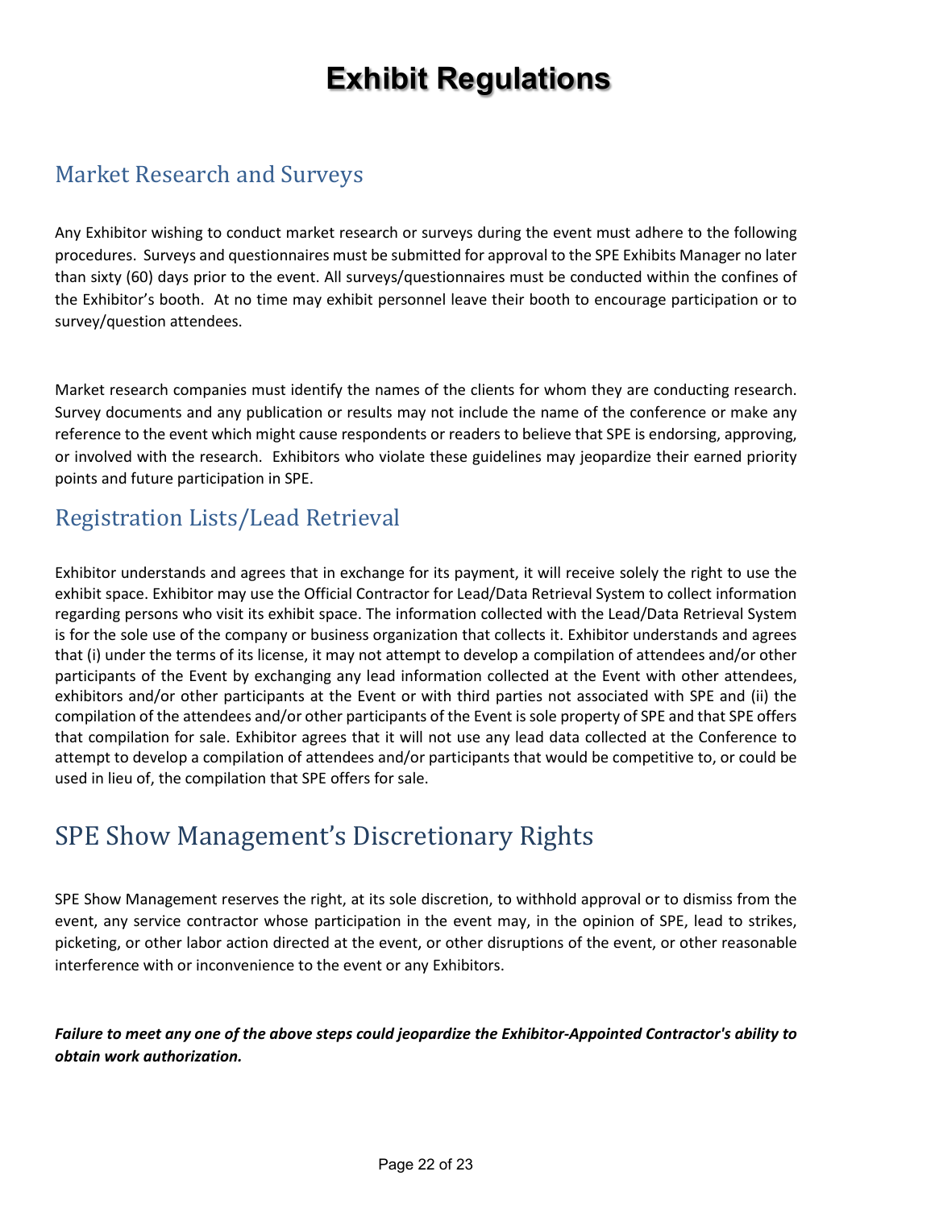# Exhibit Regulations

## Market Research and Surveys

Any Exhibitor wishing to conduct market research or surveys during the event must adhere to the following procedures. Surveys and questionnaires must be submitted for approval to the SPE Exhibits Manager no later than sixty (60) days prior to the event. All surveys/questionnaires must be conducted within the confines of the Exhibitor's booth. At no time may exhibit personnel leave their booth to encourage participation or to survey/question attendees.

Market research companies must identify the names of the clients for whom they are conducting research. Survey documents and any publication or results may not include the name of the conference or make any reference to the event which might cause respondents or readers to believe that SPE is endorsing, approving, or involved with the research. Exhibitors who violate these guidelines may jeopardize their earned priority points and future participation in SPE.

## Registration Lists/Lead Retrieval

Exhibitor understands and agrees that in exchange for its payment, it will receive solely the right to use the exhibit space. Exhibitor may use the Official Contractor for Lead/Data Retrieval System to collect information regarding persons who visit its exhibit space. The information collected with the Lead/Data Retrieval System is for the sole use of the company or business organization that collects it. Exhibitor understands and agrees that (i) under the terms of its license, it may not attempt to develop a compilation of attendees and/or other participants of the Event by exchanging any lead information collected at the Event with other attendees, exhibitors and/or other participants at the Event or with third parties not associated with SPE and (ii) the compilation of the attendees and/or other participants of the Event is sole property of SPE and that SPE offers that compilation for sale. Exhibitor agrees that it will not use any lead data collected at the Conference to attempt to develop a compilation of attendees and/or participants that would be competitive to, or could be used in lieu of, the compilation that SPE offers for sale.

## SPE Show Management's Discretionary Rights

SPE Show Management reserves the right, at its sole discretion, to withhold approval or to dismiss from the event, any service contractor whose participation in the event may, in the opinion of SPE, lead to strikes, picketing, or other labor action directed at the event, or other disruptions of the event, or other reasonable interference with or inconvenience to the event or any Exhibitors.

***Failure to meet any one of the above steps could jeopardize the Exhibitor-Appointed Contractor's ability to obtain work authorization.***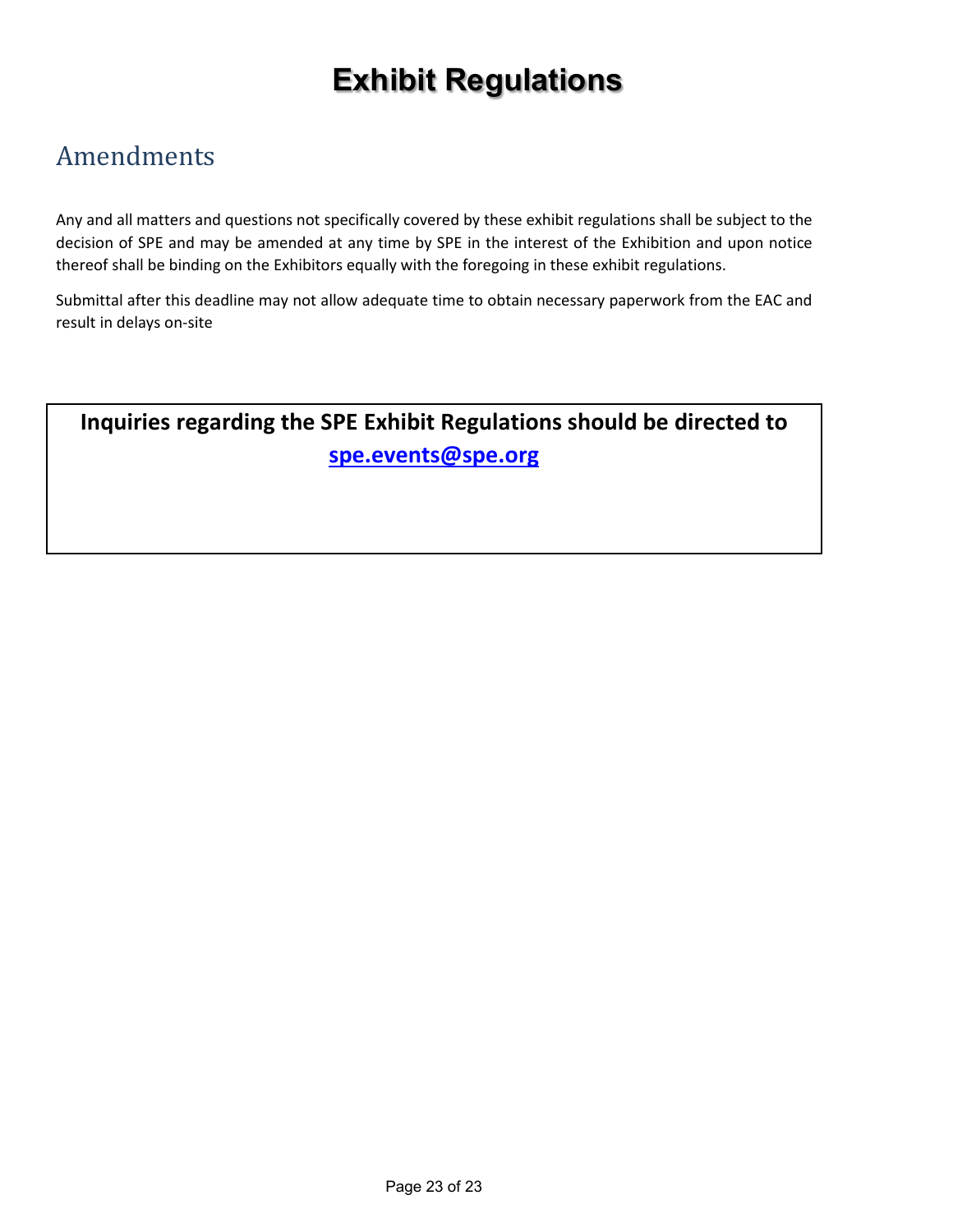# Exhibit Regulations

## Amendments

Any and all matters and questions not specifically covered by these exhibit regulations shall be subject to the decision of SPE and may be amended at any time by SPE in the interest of the Exhibition and upon notice thereof shall be binding on the Exhibitors equally with the foregoing in these exhibit regulations.

Submittal after this deadline may not allow adequate time to obtain necessary paperwork from the EAC and result in delays on-site

**Inquiries regarding the SPE Exhibit Regulations should be directed to [spe.events@spe.org](mailto:spe.events@spe.org)**